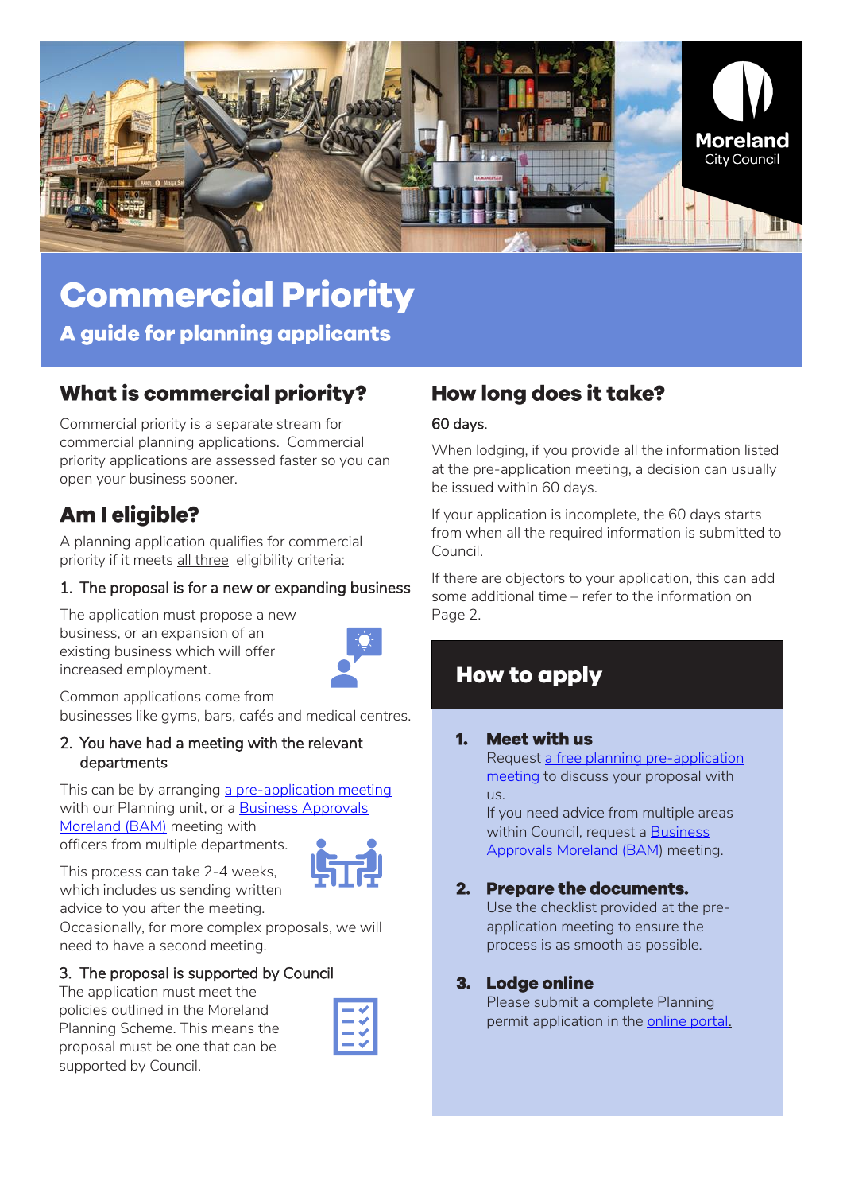# Commercial Priority

## A guide for planning applicants

## What is commercial priority?

Commercial priority is a separate stream for commercial planning applications. Commercial priority applications are assessed faster so you can open your business sooner.

## Am I eligible?

A planning application qualifies for commercial priority if it meets all three eligibility criteria:

1. The proposal is for a new or expanding business

The application must propose a new business, or an expansion of an existing business which will offer increased employment.

Common applications come from businesses like gyms, bars, cafés and medical centres.

2. You have had a meeting with the relevant departments

This can be by arranging a pre-application meeting with our Planning unit, or a Business Approvals Moreland (BAM) meeting with officers from multiple departments.

This process can take 2-4 weeks, which includes us sending written advice to you after the meeting. Occasionally, for more complex proposals, we will need to have a second meeting.

3. The proposal is supported by Council

The application must meet the policies outlined in the Moreland Planning Scheme. This means the proposal must be one that can be supported by Council.

## How long does it take?

60 days.

When lodging, if you provide all the information listed at the pre-application meeting, a decision can usually be issued within 60 days.

If your application is incomplete, the 60 days starts from when all the required information is submitted to Council.

If there are objectors to your application, this can add some additional time – refer to the information on Page 2.

## How to apply

1. **Meet with us**
   Request a free planning pre-application meeting to discuss your proposal with us.
   If you need advice from multiple areas within Council, request a Business Approvals Moreland (BAM) meeting.

2. **Prepare the documents.**
   Use the checklist provided at the pre-application meeting to ensure the process is as smooth as possible.

3. **Lodge online**
   Please submit a complete Planning permit application in the online portal.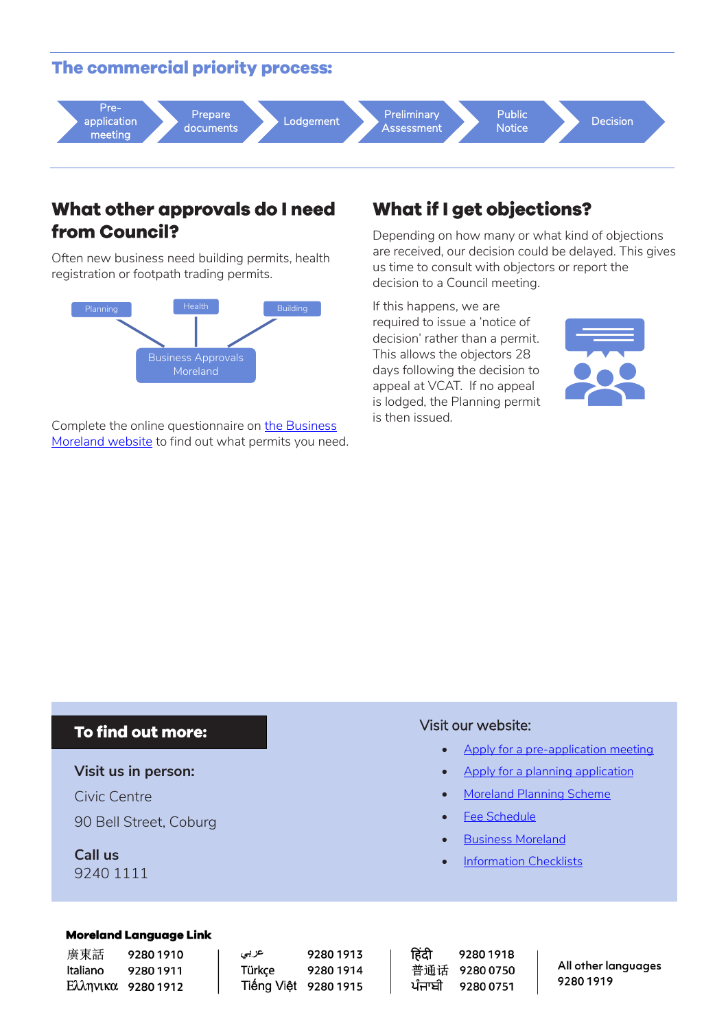## The commercial priority process:

Pre-application meeting → Prepare documents → Lodgement → Preliminary Assessment → Public Notice → Decision

## What other approvals do I need from Council?

Often new business need building permits, health registration or footpath trading permits.

Planning

Health

Building

Business Approvals Moreland

Complete the online questionnaire on [the Business Moreland website]() to find out what permits you need.

## What if I get objections?

Depending on how many or what kind of objections are received, our decision could be delayed. This gives us time to consult with objectors or report the decision to a Council meeting.

If this happens, we are required to issue a 'notice of decision' rather than a permit. This allows the objectors 28 days following the decision to appeal at VCAT. If no appeal is lodged, the Planning permit is then issued.

### To find out more:

**Visit us in person:**

Civic Centre

90 Bell Street, Coburg

**Call us**

9240 1111

Visit our website:

- [Apply for a pre-application meeting]()
- [Apply for a planning application]()
- [Moreland Planning Scheme]()
- [Fee Schedule]()
- [Business Moreland]()
- [Information Checklists]()

**Moreland Language Link**

| | | | | | | |
|---|---|---|---|---|---|---|
| 廣東話 | 9280 1910 | عربي | 9280 1913 | हिंदी | 9280 1918 | All other languages 9280 1919 |
| Italiano | 9280 1911 | Türkçe | 9280 1914 | 普通话 | 9280 0750 | |
| Ελληνικα | 9280 1912 | Tiếng Việt | 9280 1915 | ਪੰਜਾਬੀ | 9280 0751 | |